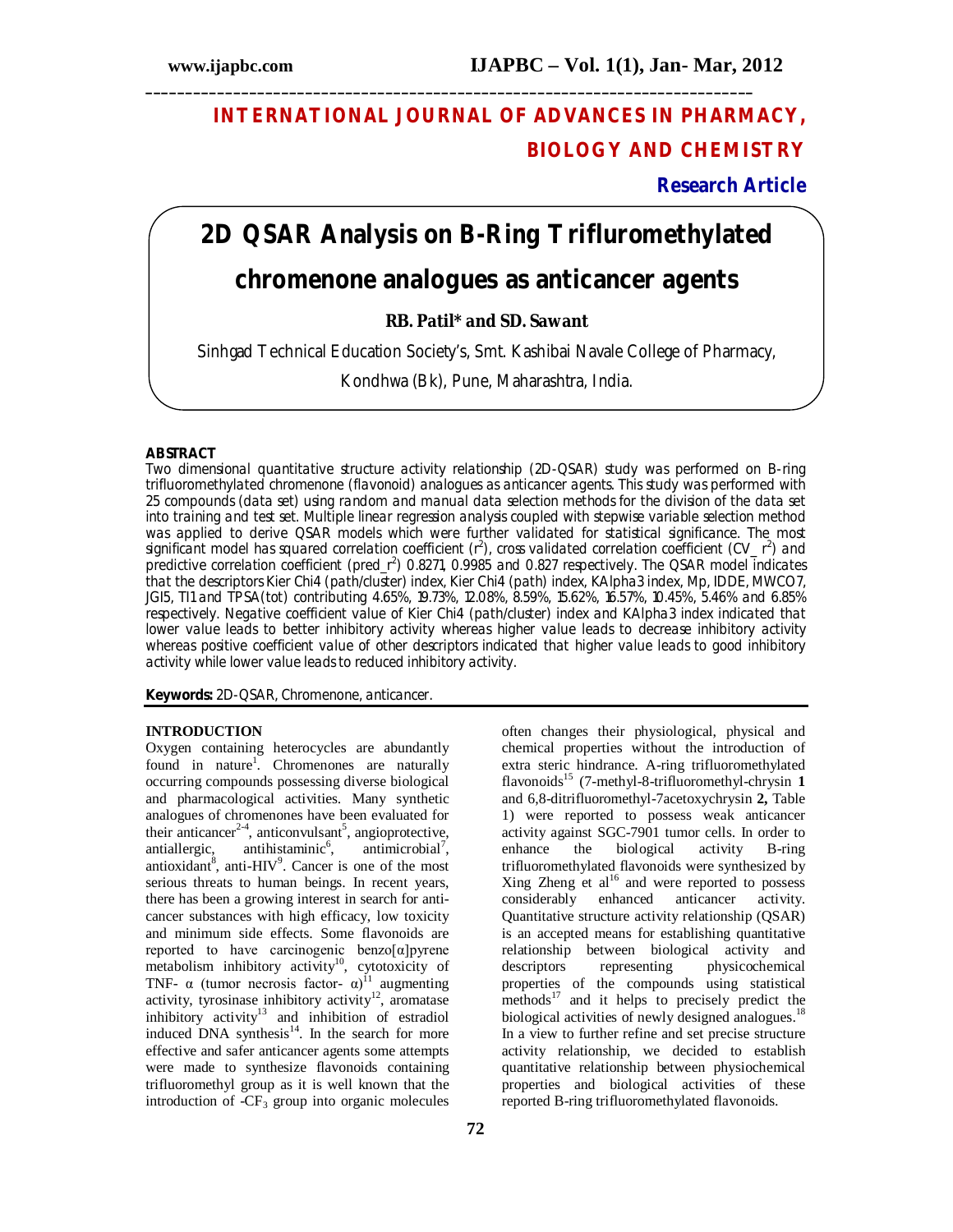# INTERNATIONAL JOURNAL OF ADVANCES IN PHARMACY, BIOLOGY AND CHEMISTRY

**Research Article**

# 2D QSAR Analysis on B-Ring Trifluromethylated chromenone analogues as anticancer agents

**RB. Patil\* and SD. Sawant**

Sinhgad Technical Education Society's, Smt. Kashibai Navale College of Pharmacy, Kondhwa (Bk), Pune, Maharashtra, India.

## ABSTRACT

Two dimensional quantitative structure activity relationship (2D-QSAR) study was performed on B-ring trifluoromethylated chromenone (flavonoid) analogues as anticancer agents. This study was performed with 25 compounds (data set) using random and manual data selection methods for the division of the data set into training and test set. Multiple linear regression analysis coupled with stepwise variable selection method was applied to derive QSAR models which were further validated for statistical significance. The most significant model has squared correlation coefficient ($r^2$), cross validated correlation coefficient (CV_ $r^2$) and predictive correlation coefficient (pred_$r^2$) 0.8271, 0.9985 and 0.827 respectively. The QSAR model indicates that the descriptors Kier Chi4 (path/cluster) index, Kier Chi4 (path) index, KAlpha3 index, Mp, IDDE, MWCO7, JGI5, TI1 and TPSA(tot) contributing 4.65%, 19.73%, 12.08%, 8.59%, 15.62%, 16.57%, 10.45%, 5.46% and 6.85% respectively. Negative coefficient value of Kier Chi4 (path/cluster) index and KAlpha3 index indicated that lower value leads to better inhibitory activity whereas higher value leads to decrease inhibitory activity whereas positive coefficient value of other descriptors indicated that higher value leads to good inhibitory activity while lower value leads to reduced inhibitory activity.

**Keywords:** 2D-QSAR, Chromenone, anticancer.

## INTRODUCTION

Oxygen containing heterocycles are abundantly found in nature[1]. Chromenones are naturally occurring compounds possessing diverse biological and pharmacological activities. Many synthetic analogues of chromenones have been evaluated for their anticancer[2-4], anticonvulsant[5], angioprotective, antiallergic, antihistaminic[6], antimicrobial[7], antioxidant[8], anti-HIV[9]. Cancer is one of the most serious threats to human beings. In recent years, there has been a growing interest in search for anti-cancer substances with high efficacy, low toxicity and minimum side effects. Some flavonoids are reported to have carcinogenic benzo[α]pyrene metabolism inhibitory activity[10], cytotoxicity of TNF- α (tumor necrosis factor- α)[11] augmenting activity, tyrosinase inhibitory activity[12], aromatase inhibitory activity[13] and inhibition of estradiol induced DNA synthesis[14]. In the search for more effective and safer anticancer agents some attempts were made to synthesize flavonoids containing trifluoromethyl group as it is well known that the introduction of -$CF_3$ group into organic molecules often changes their physiological, physical and chemical properties without the introduction of extra steric hindrance. A-ring trifluoromethylated flavonoids[15] (7-methyl-8-trifluoromethyl-chrysin **1** and 6,8-ditrifluoromethyl-7acetoxychrysin **2,** Table 1) were reported to possess weak anticancer activity against SGC-7901 tumor cells. In order to enhance the biological activity B-ring trifluoromethylated flavonoids were synthesized by Xing Zheng et al[16] and were reported to possess considerably enhanced anticancer activity. Quantitative structure activity relationship (QSAR) is an accepted means for establishing quantitative relationship between biological activity and descriptors representing physicochemical properties of the compounds using statistical methods[17] and it helps to precisely predict the biological activities of newly designed analogues.[18] In a view to further refine and set precise structure activity relationship, we decided to establish quantitative relationship between physiochemical properties and biological activities of these reported B-ring trifluoromethylated flavonoids.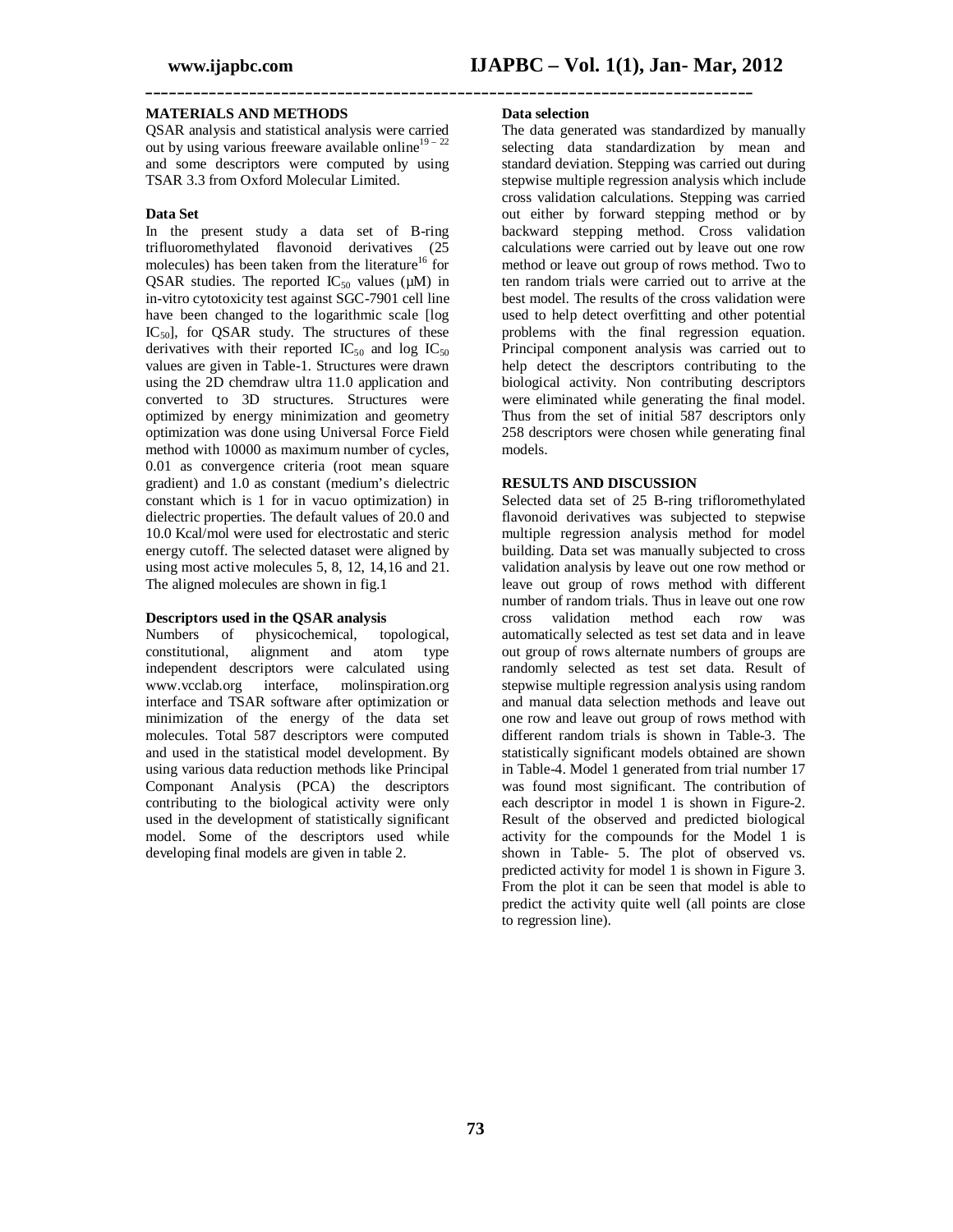## MATERIALS AND METHODS

QSAR analysis and statistical analysis were carried out by using various freeware available online[19 – 22] and some descriptors were computed by using TSAR 3.3 from Oxford Molecular Limited.

### Data Set

In the present study a data set of B-ring trifluoromethylated flavonoid derivatives (25 molecules) has been taken from the literature[16] for QSAR studies. The reported $IC_{50}$ values (μM) in in-vitro cytotoxicity test against SGC-7901 cell line have been changed to the logarithmic scale [log $IC_{50}$], for QSAR study. The structures of these derivatives with their reported $IC_{50}$ and log $IC_{50}$ values are given in Table-1. Structures were drawn using the 2D chemdraw ultra 11.0 application and converted to 3D structures. Structures were optimized by energy minimization and geometry optimization was done using Universal Force Field method with 10000 as maximum number of cycles, 0.01 as convergence criteria (root mean square gradient) and 1.0 as constant (medium's dielectric constant which is 1 for in vacuo optimization) in dielectric properties. The default values of 20.0 and 10.0 Kcal/mol were used for electrostatic and steric energy cutoff. The selected dataset were aligned by using most active molecules 5, 8, 12, 14,16 and 21. The aligned molecules are shown in fig.1

### Descriptors used in the QSAR analysis

Numbers of physicochemical, topological, constitutional, alignment and atom type independent descriptors were calculated using www.vcclab.org interface, molinspiration.org interface and TSAR software after optimization or minimization of the energy of the data set molecules. Total 587 descriptors were computed and used in the statistical model development. By using various data reduction methods like Principal Componant Analysis (PCA) the descriptors contributing to the biological activity were only used in the development of statistically significant model. Some of the descriptors used while developing final models are given in table 2.

### Data selection

The data generated was standardized by manually selecting data standardization by mean and standard deviation. Stepping was carried out during stepwise multiple regression analysis which include cross validation calculations. Stepping was carried out either by forward stepping method or by backward stepping method. Cross validation calculations were carried out by leave out one row method or leave out group of rows method. Two to ten random trials were carried out to arrive at the best model. The results of the cross validation were used to help detect overfitting and other potential problems with the final regression equation. Principal component analysis was carried out to help detect the descriptors contributing to the biological activity. Non contributing descriptors were eliminated while generating the final model. Thus from the set of initial 587 descriptors only 258 descriptors were chosen while generating final models.

## RESULTS AND DISCUSSION

Selected data set of 25 B-ring trifloromethylated flavonoid derivatives was subjected to stepwise multiple regression analysis method for model building. Data set was manually subjected to cross validation analysis by leave out one row method or leave out group of rows method with different number of random trials. Thus in leave out one row cross validation method each row was automatically selected as test set data and in leave out group of rows alternate numbers of groups are randomly selected as test set data. Result of stepwise multiple regression analysis using random and manual data selection methods and leave out one row and leave out group of rows method with different random trials is shown in Table-3. The statistically significant models obtained are shown in Table-4. Model 1 generated from trial number 17 was found most significant. The contribution of each descriptor in model 1 is shown in Figure-2. Result of the observed and predicted biological activity for the compounds for the Model 1 is shown in Table- 5. The plot of observed vs. predicted activity for model 1 is shown in Figure 3. From the plot it can be seen that model is able to predict the activity quite well (all points are close to regression line).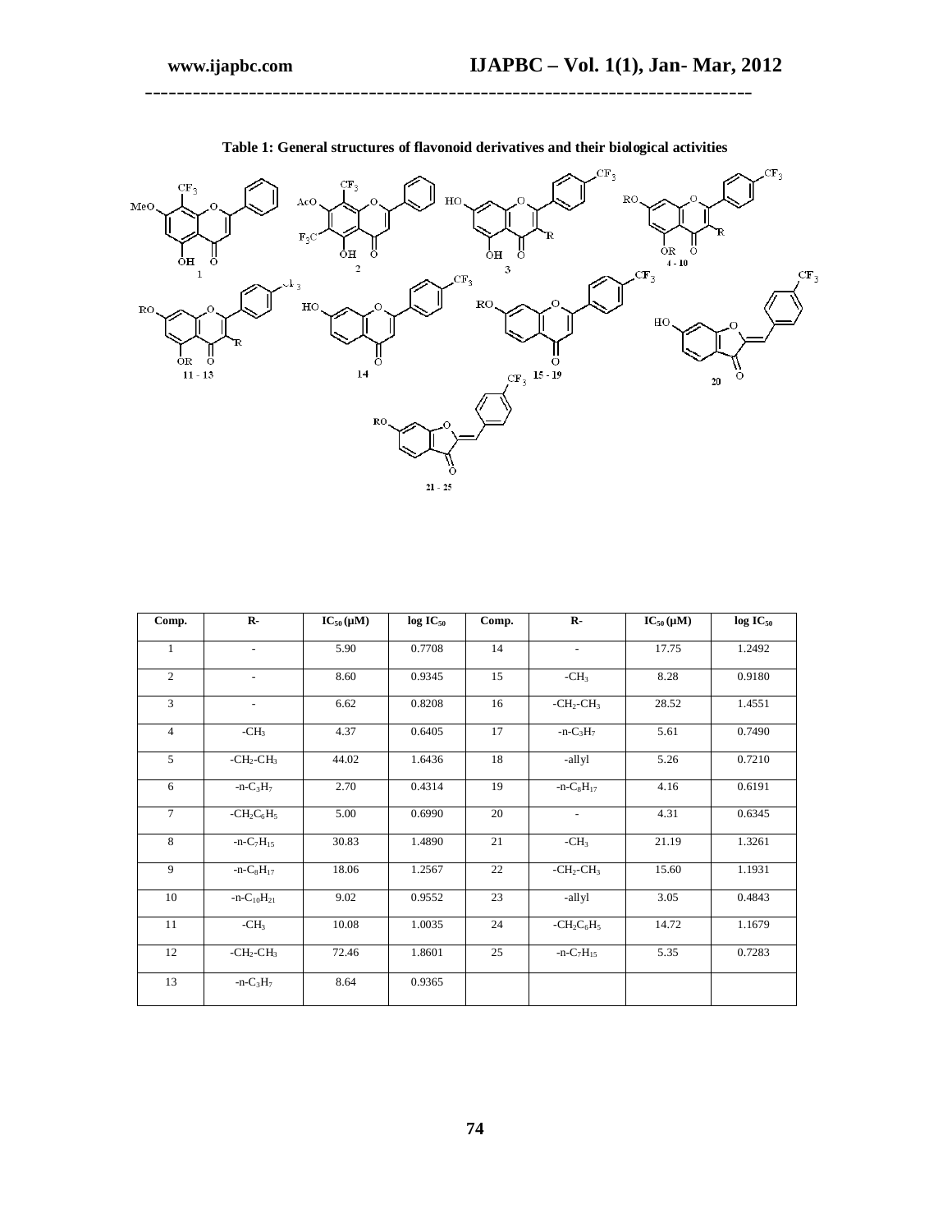**Table 1: General structures of flavonoid derivatives and their biological activities**

| Comp. | R- | $IC_{50}$ (µM) | log $IC_{50}$ | Comp. | R- | $IC_{50}$ (µM) | log $IC_{50}$ |
|---|---|---|---|---|---|---|---|
| 1 | - | 5.90 | 0.7708 | 14 | - | 17.75 | 1.2492 |
| 2 | - | 8.60 | 0.9345 | 15 | $-CH_3$ | 8.28 | 0.9180 |
| 3 | - | 6.62 | 0.8208 | 16 | $-CH_2-CH_3$ | 28.52 | 1.4551 |
| 4 | $-CH_3$ | 4.37 | 0.6405 | 17 | -n-$C_3H_7$ | 5.61 | 0.7490 |
| 5 | $-CH_2-CH_3$ | 44.02 | 1.6436 | 18 | -allyl | 5.26 | 0.7210 |
| 6 | -n-$C_3H_7$ | 2.70 | 0.4314 | 19 | -n-$C_8H_{17}$ | 4.16 | 0.6191 |
| 7 | $-CH_2C_6H_5$ | 5.00 | 0.6990 | 20 | - | 4.31 | 0.6345 |
| 8 | -n-$C_7H_{15}$ | 30.83 | 1.4890 | 21 | $-CH_3$ | 21.19 | 1.3261 |
| 9 | -n-$C_8H_{17}$ | 18.06 | 1.2567 | 22 | $-CH_2-CH_3$ | 15.60 | 1.1931 |
| 10 | -n-$C_{10}H_{21}$ | 9.02 | 0.9552 | 23 | -allyl | 3.05 | 0.4843 |
| 11 | $-CH_3$ | 10.08 | 1.0035 | 24 | $-CH_2C_6H_5$ | 14.72 | 1.1679 |
| 12 | $-CH_2-CH_3$ | 72.46 | 1.8601 | 25 | -n-$C_7H_{15}$ | 5.35 | 0.7283 |
| 13 | -n-$C_3H_7$ | 8.64 | 0.9365 | | | | |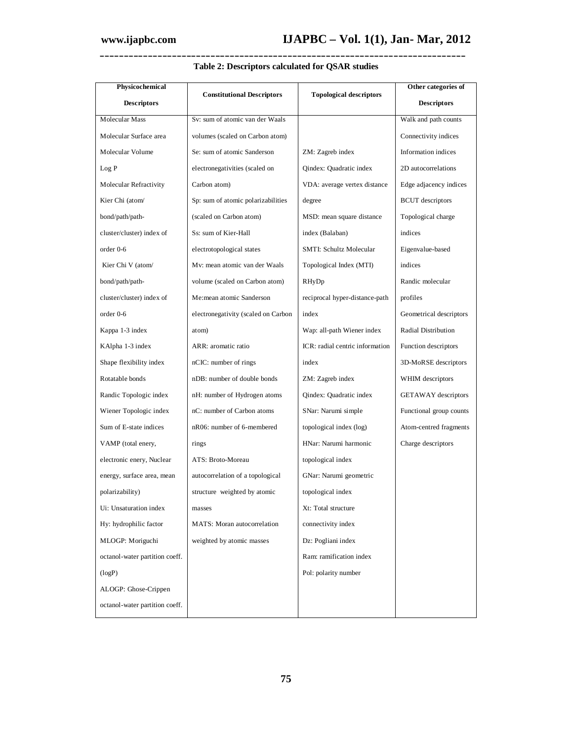**Table 2: Descriptors calculated for QSAR studies**

| Physicochemical Descriptors | Constitutional Descriptors | Topological descriptors | Other categories of Descriptors |
|---|---|---|---|
| Molecular Mass | Sv: sum of atomic van der Waals volumes (scaled on Carbon atom) | ZM: Zagreb index | Walk and path counts |
| Molecular Surface area | Se: sum of atomic Sanderson electronegativities (scaled on Carbon atom) | Qindex: Quadratic index | Connectivity indices |
| Molecular Volume | Sp: sum of atomic polarizabilities (scaled on Carbon atom) | VDA: average vertex distance degree | Information indices |
| Log P | Ss: sum of Kier-Hall electrotopological states | MSD: mean square distance index (Balaban) | 2D autocorrelations |
| Molecular Refractivity | Mv: mean atomic van der Waals volume (scaled on Carbon atom) | SMTI: Schultz Molecular Topological Index (MTI) | Edge adjacency indices |
| Kier Chi (atom/ bond/path/path-cluster/cluster) index of order 0-6 | Me:mean atomic Sanderson electronegativity (scaled on Carbon atom) | RHyDp reciprocal hyper-distance-path index | BCUT descriptors |
| Kier Chi V (atom/ bond/path/path-cluster/cluster) index of order 0-6 | ARR: aromatic ratio | Wap: all-path Wiener index | Topological charge indices |
| Kappa 1-3 index | nCIC: number of rings | ICR: radial centric information index | Eigenvalue-based indices |
| KAlpha 1-3 index | nDB: number of double bonds | ZM: Zagreb index | Randic molecular profiles |
| Shape flexibility index | nH: number of Hydrogen atoms | Qindex: Quadratic index | Geometrical descriptors |
| Rotatable bonds | nC: number of Carbon atoms | SNar: Narumi simple topological index (log) | Radial Distribution Function descriptors |
| Randic Topologic index | nR06: number of 6-membered rings | HNar: Narumi harmonic topological index | 3D-MoRSE descriptors |
| Wiener Topologic index | ATS: Broto-Moreau autocorrelation of a topological structure weighted by atomic masses | GNar: Narumi geometric topological index | WHIM descriptors |
| Sum of E-state indices | MATS: Moran autocorrelation weighted by atomic masses | Xt: Total structure connectivity index | GETAWAY descriptors |
| VAMP (total enery, electronic enery, Nuclear energy, surface area, mean polarizability) | | Dz: Pogliani index | Functional group counts |
| Ui: Unsaturation index | | Ram: ramification index | Atom-centred fragments |
| Hy: hydrophilic factor | | Pol: polarity number | Charge descriptors |
| MLOGP: Moriguchi octanol-water partition coeff. (logP) | | | |
| ALOGP: Ghose-Crippen octanol-water partition coeff. | | | |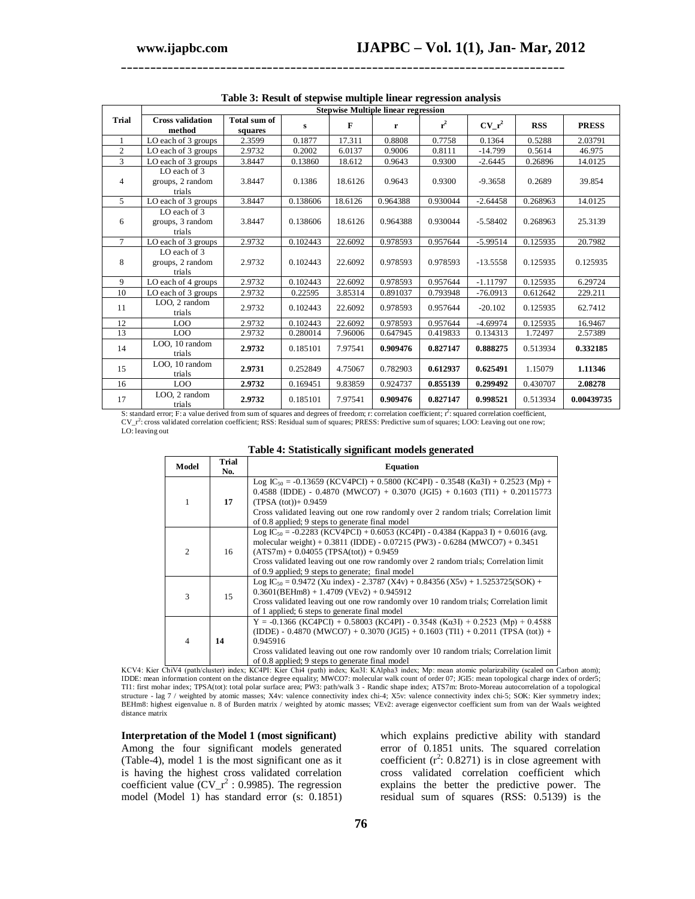**Table 3: Result of stepwise multiple linear regression analysis**

| Trial | Stepwise Multiple linear regression | | | | | | | | |
|---|---|---|---|---|---|---|---|---|---|
| | Cross validation method | Total sum of squares | s | F | r | $r^2$ | $CV\_r^2$ | RSS | PRESS |
| 1 | LO each of 3 groups | 2.3599 | 0.1877 | 17.311 | 0.8808 | 0.7758 | 0.1364 | 0.5288 | 2.03791 |
| 2 | LO each of 3 groups | 2.9732 | 0.2002 | 6.0137 | 0.9006 | 0.8111 | -14.799 | 0.5614 | 46.975 |
| 3 | LO each of 3 groups | 3.8447 | 0.13860 | 18.612 | 0.9643 | 0.9300 | -2.6445 | 0.26896 | 14.0125 |
| 4 | LO each of 3 groups, 2 random trials | 3.8447 | 0.1386 | 18.6126 | 0.9643 | 0.9300 | -9.3658 | 0.2689 | 39.854 |
| 5 | LO each of 3 groups | 3.8447 | 0.138606 | 18.6126 | 0.964388 | 0.930044 | -2.64458 | 0.268963 | 14.0125 |
| 6 | LO each of 3 groups, 3 random trials | 3.8447 | 0.138606 | 18.6126 | 0.964388 | 0.930044 | -5.58402 | 0.268963 | 25.3139 |
| 7 | LO each of 3 groups | 2.9732 | 0.102443 | 22.6092 | 0.978593 | 0.957644 | -5.99514 | 0.125935 | 20.7982 |
| 8 | LO each of 3 groups, 2 random trials | 2.9732 | 0.102443 | 22.6092 | 0.978593 | 0.978593 | -13.5558 | 0.125935 | 0.125935 |
| 9 | LO each of 4 groups | 2.9732 | 0.102443 | 22.6092 | 0.978593 | 0.957644 | -1.11797 | 0.125935 | 6.29724 |
| 10 | LO each of 3 groups | 2.9732 | 0.22595 | 3.85314 | 0.891037 | 0.793948 | -76.0913 | 0.612642 | 229.211 |
| 11 | LOO, 2 random trials | 2.9732 | 0.102443 | 22.6092 | 0.978593 | 0.957644 | -20.102 | 0.125935 | 62.7412 |
| 12 | LOO | 2.9732 | 0.102443 | 22.6092 | 0.978593 | 0.957644 | -4.69974 | 0.125935 | 16.9467 |
| 13 | LOO | 2.9732 | 0.280014 | 7.96006 | 0.647945 | 0.419833 | 0.134313 | 1.72497 | 2.57389 |
| 14 | LOO, 10 random trials | **2.9732** | 0.185101 | 7.97541 | **0.909476** | **0.827147** | **0.888275** | 0.513934 | **0.332185** |
| 15 | LOO, 10 random trials | **2.9731** | 0.252849 | 4.75067 | 0.782903 | **0.612937** | **0.625491** | 1.15079 | **1.11346** |
| 16 | LOO | **2.9732** | 0.169451 | 9.83859 | 0.924737 | **0.855139** | **0.299492** | 0.430707 | **2.08278** |
| 17 | LOO, 2 random trials | **2.9732** | 0.185101 | 7.97541 | **0.909476** | **0.827147** | **0.998521** | 0.513934 | **0.00439735** |

S: standard error; F: a value derived from sum of squares and degrees of freedom; r: correlation coefficient; $r^2$: squared correlation coefficient, $CV\_r^2$: cross validated correlation coefficient; RSS: Residual sum of squares; PRESS: Predictive sum of squares; LOO: Leaving out one row; LO: leaving out

**Table 4: Statistically significant models generated**

| Model | Trial No. | Equation |
|---|---|---|
| 1 | **17** | Log $IC_{50}$ = -0.13659 (KCV4PCI) + 0.5800 (KC4PI) - 0.3548 (Kα3I) + 0.2523 (Mp) + 0.4588 (IDDE) - 0.4870 (MWCO7) + 0.3070 (JGI5) + 0.1603 (TI1) + 0.20115773 (TPSA (tot))+ 0.9459 Cross validated leaving out one row randomly over 2 random trials; Correlation limit of 0.8 applied; 9 steps to generate final model |
| 2 | 16 | Log $IC_{50}$ = -0.2283 (KCV4PCI) + 0.6053 (KC4PI) - 0.4384 (Kappa3 I) + 0.6016 (avg. molecular weight) + 0.3811 (IDDE) - 0.07215 (PW3) - 0.6284 (MWCO7) + 0.3451 (ATS7m) + 0.04055 (TPSA(tot)) + 0.9459 Cross validated leaving out one row randomly over 2 random trials; Correlation limit of 0.9 applied; 9 steps to generate; final model |
| 3 | 15 | Log $IC_{50}$ = 0.9472 (Xu index) - 2.3787 (X4v) + 0.84356 (X5v) + 1.5253725(SOK) + 0.3601(BEHm8) + 1.4709 (VEv2) + 0.945912 Cross validated leaving out one row randomly over 10 random trials; Correlation limit of 1 applied; 6 steps to generate final model |
| 4 | **14** | Y = -0.1366 (KC4PCI) + 0.58003 (KC4PI) - 0.3548 (Kα3I) + 0.2523 (Mp) + 0.4588 (IDDE) - 0.4870 (MWCO7) + 0.3070 (JGI5) + 0.1603 (TI1) + 0.2011 (TPSA (tot)) + 0.945916 Cross validated leaving out one row randomly over 10 random trials; Correlation limit of 0.8 applied; 9 steps to generate final model |

KCV4: Kier ChiV4 (path/cluster) index; KC4PI: Kier Chi4 (path) index; Kα3I: KAlpha3 index; Mp: mean atomic polarizability (scaled on Carbon atom); IDDE: mean information content on the distance degree equality; MWCO7: molecular walk count of order 07; JGI5: mean topological charge index of order5; TI1: first mohar index; TPSA(tot): total polar surface area; PW3: path/walk 3 - Randic shape index; ATS7m: Broto-Moreau autocorrelation of a topological structure - lag 7 / weighted by atomic masses; X4v: valence connectivity index chi-4; X5v: valence connectivity index chi-5; SOK: Kier symmetry index; BEHm8: highest eigenvalue n. 8 of Burden matrix / weighted by atomic masses; VEv2: average eigenvector coefficient sum from van der Waals weighted distance matrix

**Interpretation of the Model 1 (most significant)**

Among the four significant models generated (Table-4), model 1 is the most significant one as it is having the highest cross validated correlation coefficient value ($CV\_r^2$ : 0.9985). The regression model (Model 1) has standard error (s: 0.1851) which explains predictive ability with standard error of 0.1851 units. The squared correlation coefficient ($r^2$: 0.8271) is in close agreement with cross validated correlation coefficient which explains the better the predictive power. The residual sum of squares (RSS: 0.5139) is the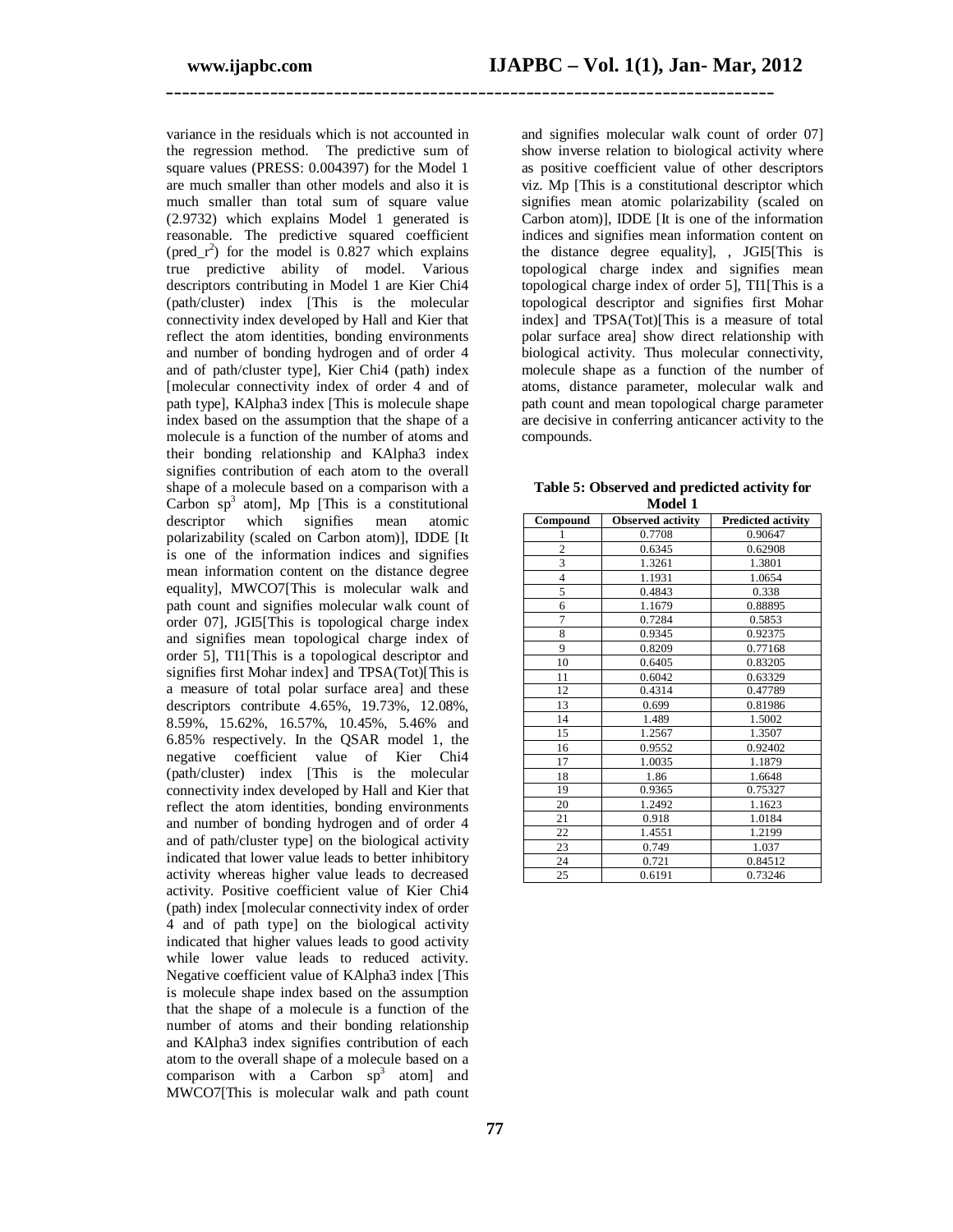variance in the residuals which is not accounted in the regression method. The predictive sum of square values (PRESS: 0.004397) for the Model 1 are much smaller than other models and also it is much smaller than total sum of square value (2.9732) which explains Model 1 generated is reasonable. The predictive squared coefficient ($pred\_r^2$) for the model is 0.827 which explains true predictive ability of model. Various descriptors contributing in Model 1 are Kier Chi4 (path/cluster) index [This is the molecular connectivity index developed by Hall and Kier that reflect the atom identities, bonding environments and number of bonding hydrogen and of order 4 and of path/cluster type], Kier Chi4 (path) index [molecular connectivity index of order 4 and of path type], KAlpha3 index [This is molecule shape index based on the assumption that the shape of a molecule is a function of the number of atoms and their bonding relationship and KAlpha3 index signifies contribution of each atom to the overall shape of a molecule based on a comparison with a Carbon $sp^3$ atom], Mp [This is a constitutional descriptor which signifies mean atomic polarizability (scaled on Carbon atom)], IDDE [It is one of the information indices and signifies mean information content on the distance degree equality], MWCO7[This is molecular walk and path count and signifies molecular walk count of order 07], JGI5[This is topological charge index and signifies mean topological charge index of order 5], TI1[This is a topological descriptor and signifies first Mohar index] and TPSA(Tot)[This is a measure of total polar surface area] and these descriptors contribute 4.65%, 19.73%, 12.08%, 8.59%, 15.62%, 16.57%, 10.45%, 5.46% and 6.85% respectively. In the QSAR model 1, the negative coefficient value of Kier Chi4 (path/cluster) index [This is the molecular connectivity index developed by Hall and Kier that reflect the atom identities, bonding environments and number of bonding hydrogen and of order 4 and of path/cluster type] on the biological activity indicated that lower value leads to better inhibitory activity whereas higher value leads to decreased activity. Positive coefficient value of Kier Chi4 (path) index [molecular connectivity index of order 4 and of path type] on the biological activity indicated that higher values leads to good activity while lower value leads to reduced activity. Negative coefficient value of KAlpha3 index [This is molecule shape index based on the assumption that the shape of a molecule is a function of the number of atoms and their bonding relationship and KAlpha3 index signifies contribution of each atom to the overall shape of a molecule based on a comparison with a Carbon $sp^3$ atom] and MWCO7[This is molecular walk and path count and signifies molecular walk count of order 07] show inverse relation to biological activity where as positive coefficient value of other descriptors viz. Mp [This is a constitutional descriptor which signifies mean atomic polarizability (scaled on Carbon atom)], IDDE [It is one of the information indices and signifies mean information content on the distance degree equality], , JGI5[This is topological charge index and signifies mean topological charge index of order 5], TI1[This is a topological descriptor and signifies first Mohar index] and TPSA(Tot)[This is a measure of total polar surface area] show direct relationship with biological activity. Thus molecular connectivity, molecule shape as a function of the number of atoms, distance parameter, molecular walk and path count and mean topological charge parameter are decisive in conferring anticancer activity to the compounds.

**Table 5: Observed and predicted activity for Model 1**

| Compound | Observed activity | Predicted activity |
|---|---|---|
| 1 | 0.7708 | 0.90647 |
| 2 | 0.6345 | 0.62908 |
| 3 | 1.3261 | 1.3801 |
| 4 | 1.1931 | 1.0654 |
| 5 | 0.4843 | 0.338 |
| 6 | 1.1679 | 0.88895 |
| 7 | 0.7284 | 0.5853 |
| 8 | 0.9345 | 0.92375 |
| 9 | 0.8209 | 0.77168 |
| 10 | 0.6405 | 0.83205 |
| 11 | 0.6042 | 0.63329 |
| 12 | 0.4314 | 0.47789 |
| 13 | 0.699 | 0.81986 |
| 14 | 1.489 | 1.5002 |
| 15 | 1.2567 | 1.3507 |
| 16 | 0.9552 | 0.92402 |
| 17 | 1.0035 | 1.1879 |
| 18 | 1.86 | 1.6648 |
| 19 | 0.9365 | 0.75327 |
| 20 | 1.2492 | 1.1623 |
| 21 | 0.918 | 1.0184 |
| 22 | 1.4551 | 1.2199 |
| 23 | 0.749 | 1.037 |
| 24 | 0.721 | 0.84512 |
| 25 | 0.6191 | 0.73246 |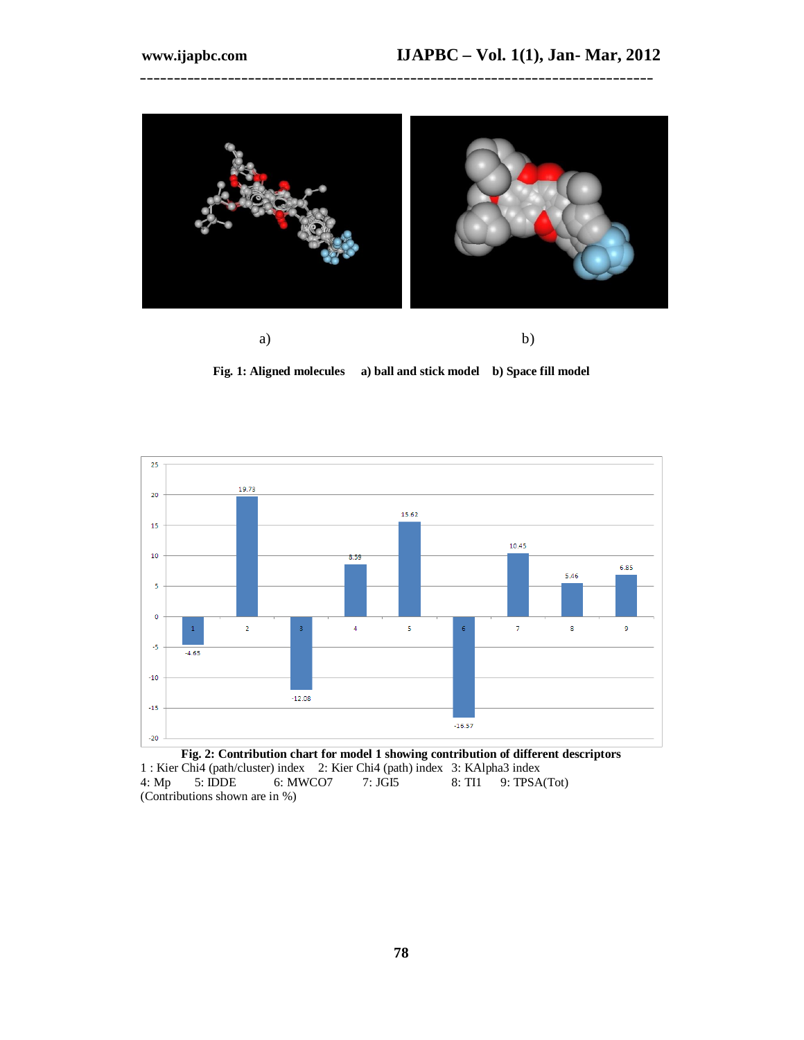a) b)

**Fig. 1: Aligned molecules a) ball and stick model b) Space fill model**

**Fig. 2: Contribution chart for model 1 showing contribution of different descriptors**

1 : Kier Chi4 (path/cluster) index 2: Kier Chi4 (path) index 3: KAlpha3 index
4: Mp 5: IDDE 6: MWCO7 7: JGI5 8: TI1 9: TPSA(Tot)
(Contributions shown are in %)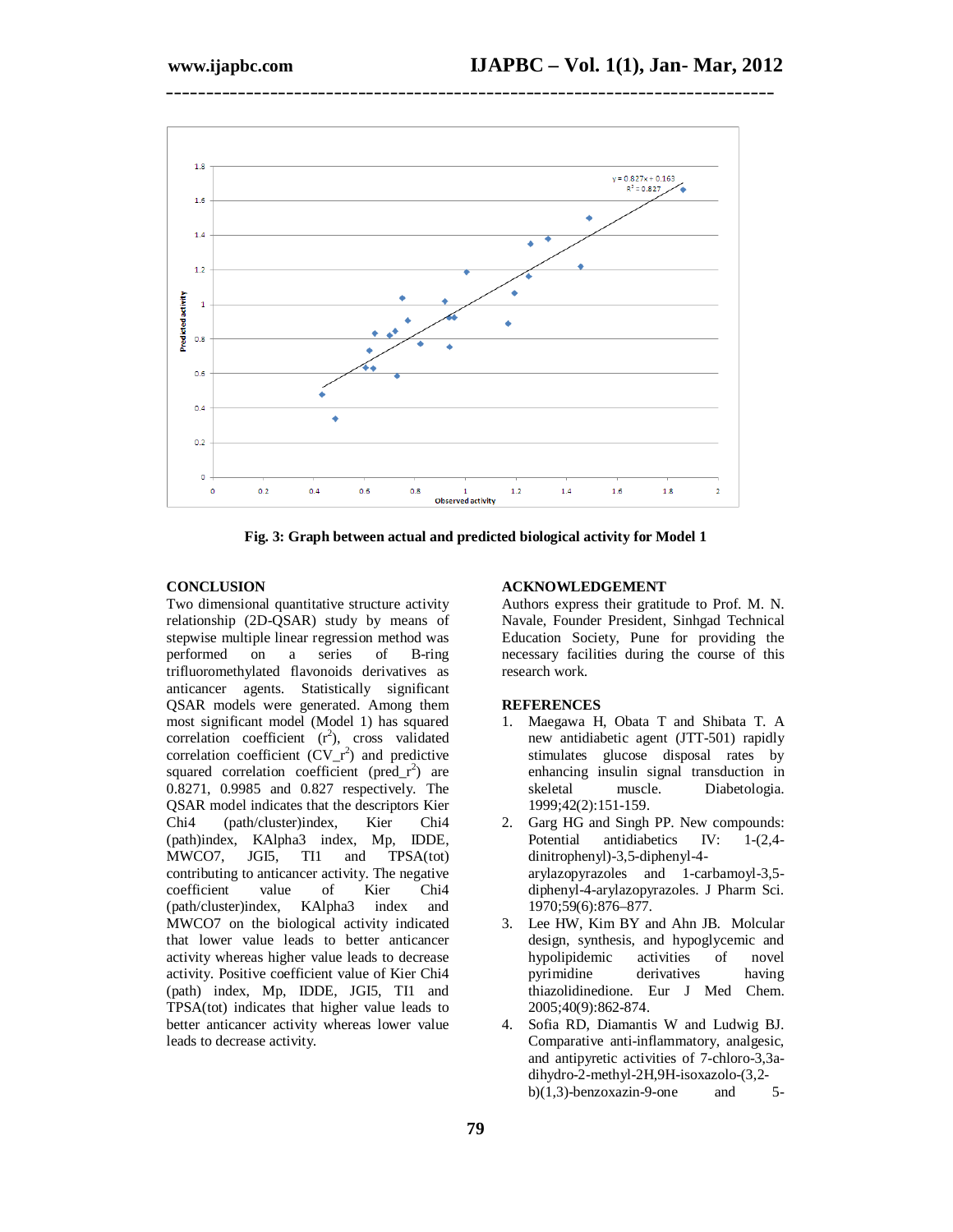Fig. 3: Graph between actual and predicted biological activity for Model 1

## CONCLUSION

Two dimensional quantitative structure activity relationship (2D-QSAR) study by means of stepwise multiple linear regression method was performed on a series of B-ring trifluoromethylated flavonoids derivatives as anticancer agents. Statistically significant QSAR models were generated. Among them most significant model (Model 1) has squared correlation coefficient ($r^2$), cross validated correlation coefficient ($CV\_r^2$) and predictive squared correlation coefficient ($pred\_r^2$) are 0.8271, 0.9985 and 0.827 respectively. The QSAR model indicates that the descriptors Kier Chi4 (path/cluster)index, Kier Chi4 (path)index, KAlpha3 index, Mp, IDDE, MWCO7, JGI5, TI1 and TPSA(tot) contributing to anticancer activity. The negative coefficient value of Kier Chi4 (path/cluster)index, KAlpha3 index and MWCO7 on the biological activity indicated that lower value leads to better anticancer activity whereas higher value leads to decrease activity. Positive coefficient value of Kier Chi4 (path) index, Mp, IDDE, JGI5, TI1 and TPSA(tot) indicates that higher value leads to better anticancer activity whereas lower value leads to decrease activity.

## ACKNOWLEDGEMENT

Authors express their gratitude to Prof. M. N. Navale, Founder President, Sinhgad Technical Education Society, Pune for providing the necessary facilities during the course of this research work.

## REFERENCES

1. Maegawa H, Obata T and Shibata T. A new antidiabetic agent (JTT-501) rapidly stimulates glucose disposal rates by enhancing insulin signal transduction in skeletal muscle. Diabetologia. 1999;42(2):151-159.
2. Garg HG and Singh PP. New compounds: Potential antidiabetics IV: 1-(2,4-dinitrophenyl)-3,5-diphenyl-4-arylazopyrazoles and 1-carbamoyl-3,5-diphenyl-4-arylazopyrazoles. J Pharm Sci. 1970;59(6):876–877.
3. Lee HW, Kim BY and Ahn JB. Molcular design, synthesis, and hypoglycemic and hypolipidemic activities of novel pyrimidine derivatives having thiazolidinedione. Eur J Med Chem. 2005;40(9):862-874.
4. Sofia RD, Diamantis W and Ludwig BJ. Comparative anti-inflammatory, analgesic, and antipyretic activities of 7-chloro-3,3a-dihydro-2-methyl-2H,9H-isoxazolo-(3,2-b)(1,3)-benzoxazin-9-one and 5-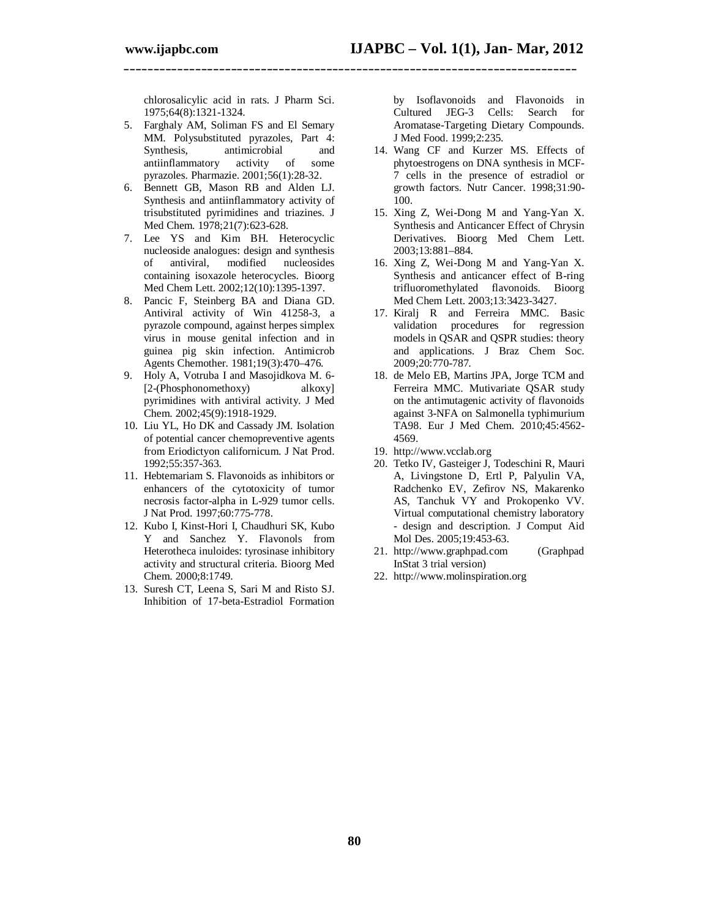chlorosalicylic acid in rats. J Pharm Sci. 1975;64(8):1321-1324.

5. Farghaly AM, Soliman FS and El Semary MM. Polysubstituted pyrazoles, Part 4: Synthesis, antimicrobial and antiinflammatory activity of some pyrazoles. Pharmazie. 2001;56(1):28-32.
6. Bennett GB, Mason RB and Alden LJ. Synthesis and antiinflammatory activity of trisubstituted pyrimidines and triazines. J Med Chem. 1978;21(7):623-628.
7. Lee YS and Kim BH. Heterocyclic nucleoside analogues: design and synthesis of antiviral, modified nucleosides containing isoxazole heterocycles. Bioorg Med Chem Lett. 2002;12(10):1395-1397.
8. Pancic F, Steinberg BA and Diana GD. Antiviral activity of Win 41258-3, a pyrazole compound, against herpes simplex virus in mouse genital infection and in guinea pig skin infection. Antimicrob Agents Chemother. 1981;19(3):470–476.
9. Holy A, Votruba I and Masojidkova M. 6-[2-(Phosphonomethoxy) alkoxy] pyrimidines with antiviral activity. J Med Chem. 2002;45(9):1918-1929.
10. Liu YL, Ho DK and Cassady JM. Isolation of potential cancer chemopreventive agents from Eriodictyon californicum. J Nat Prod. 1992;55:357-363.
11. Hebtemariam S. Flavonoids as inhibitors or enhancers of the cytotoxicity of tumor necrosis factor-alpha in L-929 tumor cells. J Nat Prod. 1997;60:775-778.
12. Kubo I, Kinst-Hori I, Chaudhuri SK, Kubo Y and Sanchez Y. Flavonols from Heterotheca inuloides: tyrosinase inhibitory activity and structural criteria. Bioorg Med Chem. 2000;8:1749.
13. Suresh CT, Leena S, Sari M and Risto SJ. Inhibition of 17-beta-Estradiol Formation by Isoflavonoids and Flavonoids in Cultured JEG-3 Cells: Search for Aromatase-Targeting Dietary Compounds. J Med Food. 1999;2:235.
14. Wang CF and Kurzer MS. Effects of phytoestrogens on DNA synthesis in MCF-7 cells in the presence of estradiol or growth factors. Nutr Cancer. 1998;31:90-100.
15. Xing Z, Wei-Dong M and Yang-Yan X. Synthesis and Anticancer Effect of Chrysin Derivatives. Bioorg Med Chem Lett. 2003;13:881–884.
16. Xing Z, Wei-Dong M and Yang-Yan X. Synthesis and anticancer effect of B-ring trifluoromethylated flavonoids. Bioorg Med Chem Lett. 2003;13:3423-3427.
17. Kiralj R and Ferreira MMC. Basic validation procedures for regression models in QSAR and QSPR studies: theory and applications. J Braz Chem Soc. 2009;20:770-787.
18. de Melo EB, Martins JPA, Jorge TCM and Ferreira MMC. Mutivariate QSAR study on the antimutagenic activity of flavonoids against 3-NFA on Salmonella typhimurium TA98. Eur J Med Chem. 2010;45:4562-4569.
19. http://www.vcclab.org
20. Tetko IV, Gasteiger J, Todeschini R, Mauri A, Livingstone D, Ertl P, Palyulin VA, Radchenko EV, Zefirov NS, Makarenko AS, Tanchuk VY and Prokopenko VV. Virtual computational chemistry laboratory - design and description. J Comput Aid Mol Des. 2005;19:453-63.
21. http://www.graphpad.com (Graphpad InStat 3 trial version)
22. http://www.molinspiration.org